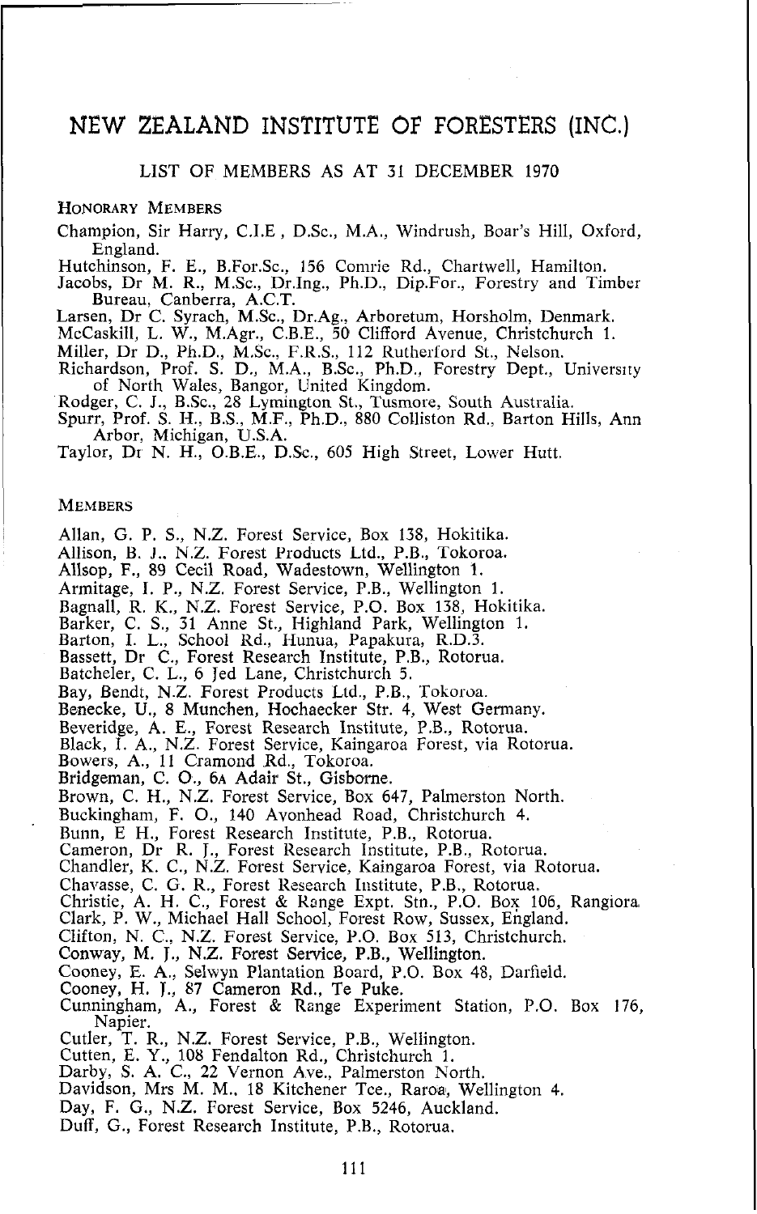# NEW ZEALAND INSTITUTE OF FORESTERS (INC.)

LIST OF MEMBERS AS AT 31 DECEMBER 1970

## HONORARY MEMBERS

Champion, Sir Harry, C.I.E , D.Sc., M.A., Windrush, Boar's Hill, Oxford, England.

Hutchinson, F. E., B.For.Sc., 156 Comrie Rd., Chartwell, Hamilton.

Jacobs, Dr M. R., M.Sc., Dr.Ing., Ph.D., Dip.For., Forestry and Timber Bureau, Canberra, A.C.T.

Larsen, Dr C. Syrach, M.Sc., Dr.Ag., Arboretum, Horsholm, Denmark.

McCaskill, L. W., M.Agr., C.B.E., 50 Clifford Avenue, Christchurch 1.

Miller, Dr D., Ph.D., M.Sc., F.R.S., 112 Rutherford St., Nelson.

Richardson, Prof. S. D., M.A., B.Sc., Ph.D., Forestry Dept., University of North Wales, Bangor, United Kingdom.

Rodger, C. J., B.Sc., 28 Lymington St., Tusmore, South Australia.

Spurr, Prof. S. H., B.S., M.F., Ph.D., 880 Colliston Rd., Barton Hills, Ann Arbor, Michigan, U.S.A.

Taylor, Dr N. H., O.B.E., D.Sc., 605 High Street, Lower Hutt.

## MEMBERS

Allan, G. P. S., N.Z. Forest Service, Box 138, Hokitika.

Allison, B. J., N.Z. Forest Products Ltd., P.B., Tokoroa.

Allsop, F., 89 Cecil Road, Wadestown, Wellington 1.

Armitage, I. P., N.Z. Forest Service, P.B., Wellington 1.

Bagnall, R. K., N.Z. Forest Service, P.O. Box 138, Hokitika.

Barker, C. S., 31 Anne St., Highland Park, Wellington 1.

Barton, I. L., School Rd., Hunua, Papakura, R.D.3.

Bassett, Dr C., Forest Research Institute, P.B., Rotorua.

Batcheler, C. L., 6 Jed Lane, Christchurch 5.

Bay, Bendt, N.Z. Forest Products Ltd., P.B., Tokoroa.

Benecke, U., 8 Munchen, Hochaecker Str. 4, West Germany.

Beveridge, A. E., Forest Research Institute, P.B., Rotorua.

Black, I. A., N.Z. Forest Service, Kaingaroa Forest, via Rotorua.

Bowers, A., 11 Cramond Rd., Tokoroa.

Bridgeman, C. O., 6A Adair St., Gisborne.

Brown, C. H., N.Z. Forest Service, Box 647, Palmerston North.

Buckingham, F. O., 140 Avonhead Road, Christchurch 4.

Bunn, E H., Forest Research Institute, P.B., Rotorua.

Cameron, Dr R. J., Forest Research Institute, P.B., Rotorua.

Chandler, K. C., N.Z. Forest Service, Kaingaroa Forest, via Rotorua.

Chavasse, C. G. R., Forest Research Institute, P.B., Rotorua.

Christie, A. H. C., Forest & Range Expt. Stn., P.O. Box 106, Rangiora.

Clark, P. W., Michael Hall School, Forest Row, Sussex, England.

Clifton, N. C., N.Z. Forest Service, P.O. Box 513, Christchurch.

Conway, M. J., N.Z. Forest Service, P.B., Wellington.

Cooney, E. A., Selwyn Plantation Board, P.O. Box 48, Darfield.

Cooney, H. J., 87 Cameron Rd., Te Puke.

Cunningham, A., Forest & Range Experiment Station, P.O. Box 176, Napier.

Cutler, T. R., N.Z. Forest Service, P.B., Wellington.

Cutten, E. Y., 108 Fendalton Rd., Christchurch 1.

Darby, S. A. C., 22 Vernon Ave., Palmerston North.

Davidson, Mrs M. M., 18 Kitchener Tce., Raroa, Wellington 4.

Day, F. G., N.Z. Forest Service, Box 5246, Auckland.

Duff, G., Forest Research Institute, P.B., Rotorua.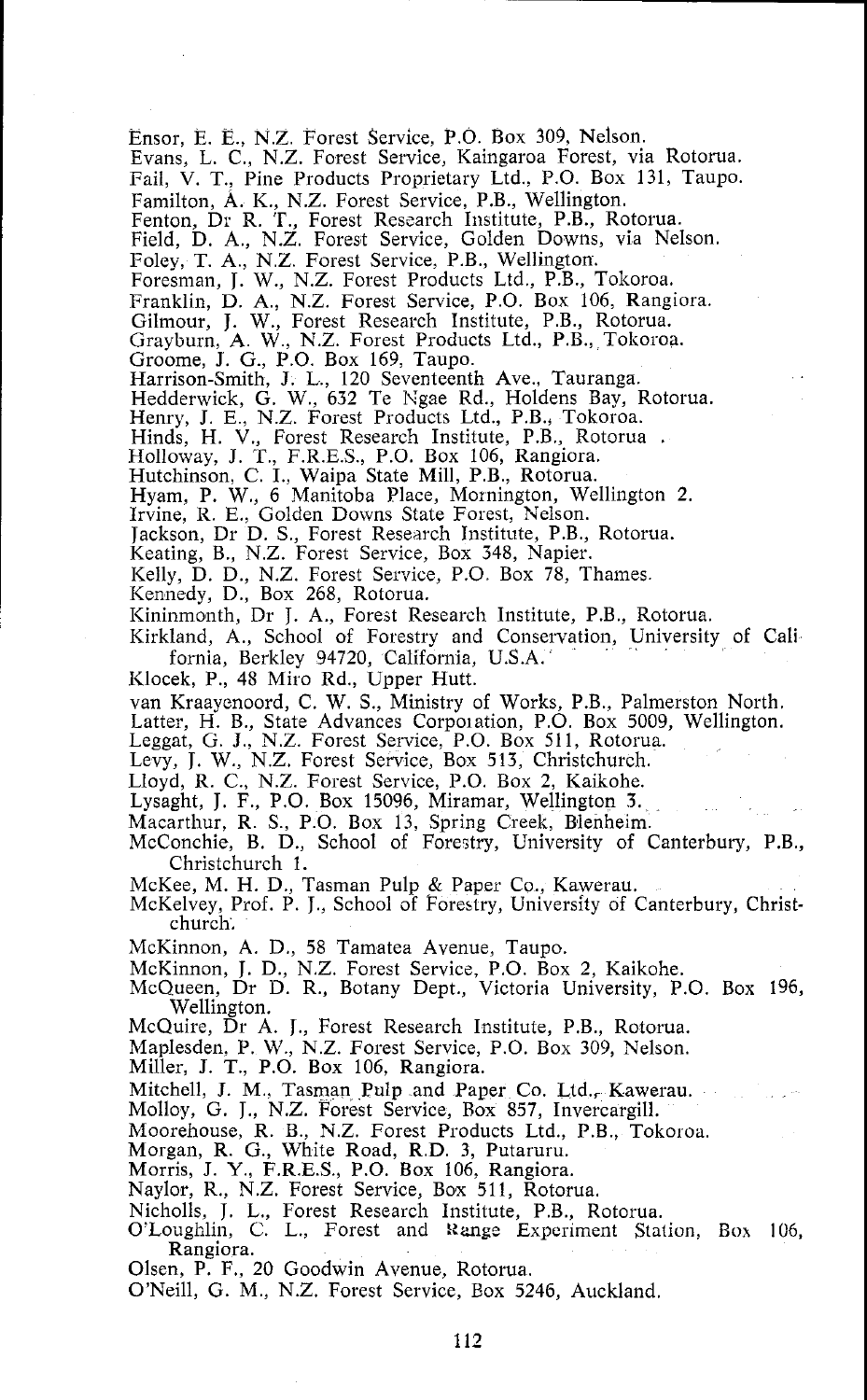Ensor, E. E., N.Z. Forest Service, P.O. Box 309, Nelson.
Evans, L. C., N.Z. Forest Service, Kaingaroa Forest, via Rotorua.
Fail, V. T., Pine Products Proprietary Ltd., P.O. Box 131, Taupo.
Familton, A. K., N.Z. Forest Service, P.B., Wellington.
Fenton, Dr R. T., Forest Research Institute, P.B., Rotorua.
Field, D. A., N.Z. Forest Service, Golden Downs, via Nelson.
Foley, T. A., N.Z. Forest Service, P.B., Wellington.
Foresman, J. W., N.Z. Forest Products Ltd., P.B., Tokoroa.
Franklin, D. A., N.Z. Forest Service, P.O. Box 106, Rangiora.
Gilmour, J. W., Forest Research Institute, P.B., Rotorua.
Grayburn, A. W., N.Z. Forest Products Ltd., P.B., Tokoroa.
Groome, J. G., P.O. Box 169, Taupo.
Harrison-Smith, J. L., 120 Seventeenth Ave., Tauranga.
Hedderwick, G. W., 632 Te Ngae Rd., Holdens Bay, Rotorua.
Henry, J. E., N.Z. Forest Products Ltd., P.B., Tokoroa.
Hinds, H. V., Forest Research Institute, P.B., Rotorua .
Holloway, J. T., F.R.E.S., P.O. Box 106, Rangiora.
Hutchinson, C. I., Waipa State Mill, P.B., Rotorua.
Hyam, P. W., 6 Manitoba Place, Mornington, Wellington 2.
Irvine, R. E., Golden Downs State Forest, Nelson.
Jackson, Dr D. S., Forest Research Institute, P.B., Rotorua.
Keating, B., N.Z. Forest Service, Box 348, Napier.
Kelly, D. D., N.Z. Forest Service, P.O. Box 78, Thames.
Kennedy, D., Box 268, Rotorua.
Kininmonth, Dr J. A., Forest Research Institute, P.B., Rotorua.
Kirkland, A., School of Forestry and Conservation, University of California, Berkley 94720, California, U.S.A.
Klocek, P., 48 Miro Rd., Upper Hutt.
van Kraayenoord, C. W. S., Ministry of Works, P.B., Palmerston North.
Latter, H. B., State Advances Corporation, P.O. Box 5009, Wellington.
Leggat, G. J., N.Z. Forest Service, P.O. Box 511, Rotorua.
Levy, J. W., N.Z. Forest Service, Box 513, Christchurch.
Lloyd, R. C., N.Z. Forest Service, P.O. Box 2, Kaikohe.
Lysaght, J. F., P.O. Box 15096, Miramar, Wellington 3.
Macarthur, R. S., P.O. Box 13, Spring Creek, Blenheim.
McConchie, B. D., School of Forestry, University of Canterbury, P.B., Christchurch 1.
McKee, M. H. D., Tasman Pulp & Paper Co., Kawerau.
McKelvey, Prof. P. J., School of Forestry, University of Canterbury, Christchurch.
McKinnon, A. D., 58 Tamatea Avenue, Taupo.
McKinnon, J. D., N.Z. Forest Service, P.O. Box 2, Kaikohe.
McQueen, Dr D. R., Botany Dept., Victoria University, P.O. Box 196, Wellington.
McQuire, Dr A. J., Forest Research Institute, P.B., Rotorua.
Maplesden, P. W., N.Z. Forest Service, P.O. Box 309, Nelson.
Miller, J. T., P.O. Box 106, Rangiora.
Mitchell, J. M., Tasman Pulp and Paper Co. Ltd., Kawerau.
Molloy, G. J., N.Z. Forest Service, Box 857, Invercargill.
Moorehouse, R. B., N.Z. Forest Products Ltd., P.B., Tokoroa.
Morgan, R. G., White Road, R.D. 3, Putaruru.
Morris, J. Y., F.R.E.S., P.O. Box 106, Rangiora.
Naylor, R., N.Z. Forest Service, Box 511, Rotorua.
Nicholls, J. L., Forest Research Institute, P.B., Rotorua.
O'Loughlin, C. L., Forest and Range Experiment Station, Box 106, Rangiora.
Olsen, P. F., 20 Goodwin Avenue, Rotorua.
O'Neill, G. M., N.Z. Forest Service, Box 5246, Auckland.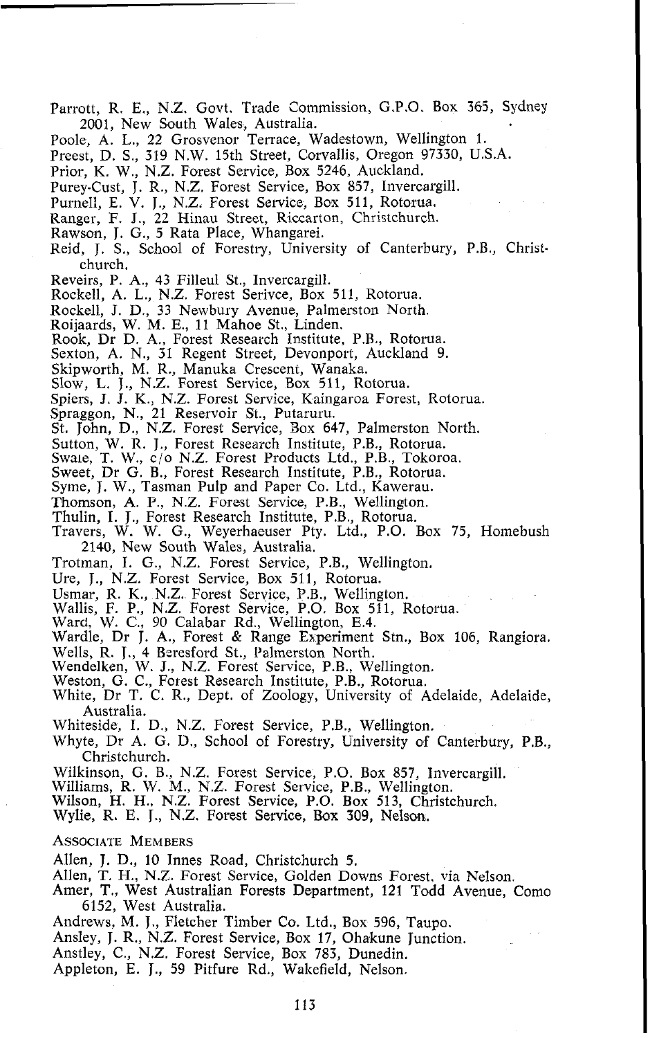Parrott, R. E., N.Z. Govt. Trade Commission, G.P.O. Box 365, Sydney 2001, New South Wales, Australia.

Poole, A. L., 22 Grosvenor Terrace, Wadestown, Wellington 1.

Preest, D. S., 319 N.W. 15th Street, Corvallis, Oregon 97330, U.S.A.

Prior, K. W., N.Z. Forest Service, Box 5246, Auckland.

Purey-Cust, J. R., N.Z. Forest Service, Box 857, Invercargill.

Purnell, E. V. J., N.Z. Forest Service, Box 511, Rotorua.

Ranger, F. J., 22 Hinau Street, Riccarton, Christchurch.

Rawson, J. G., 5 Rata Place, Whangarei.

Reid, J. S., School of Forestry, University of Canterbury, P.B., Christchurch.

Reveirs, P. A., 43 Filleul St., Invercargill.

Rockell, A. L., N.Z. Forest Serivce, Box 511, Rotorua.

Rockell, J. D., 33 Newbury Avenue, Palmerston North.

Roijaards, W. M. E., 11 Mahoe St., Linden.

Rook, Dr D. A., Forest Research Institute, P.B., Rotorua.

Sexton, A. N., 31 Regent Street, Devonport, Auckland 9.

Skipworth, M. R., Manuka Crescent, Wanaka.

Slow, L. J., N.Z. Forest Service, Box 511, Rotorua.

Spiers, J. J. K., N.Z. Forest Service, Kaingaroa Forest, Rotorua.

Spraggon, N., 21 Reservoir St., Putaruru.

St. John, D., N.Z. Forest Service, Box 647, Palmerston North.

Sutton, W. R. J., Forest Research Institute, P.B., Rotorua.

Swale, T. W., c/o N.Z. Forest Products Ltd., P.B., Tokoroa.

Sweet, Dr G. B., Forest Research Institute, P.B., Rotorua.

Syme, J. W., Tasman Pulp and Paper Co. Ltd., Kawerau.

Thomson, A. P., N.Z. Forest Service, P.B., Wellington.

Thulin, I. J., Forest Research Institute, P.B., Rotorua.

Travers, W. W. G., Weyerhaeuser Pty. Ltd., P.O. Box 75, Homebush 2140, New South Wales, Australia.

Trotman, I. G., N.Z. Forest Service, P.B., Wellington.

Ure, J., N.Z. Forest Service, Box 511, Rotorua.

Usmar, R. K., N.Z. Forest Service, P.B., Wellington.

Wallis, F. P., N.Z. Forest Service, P.O. Box 511, Rotorua.

Ward, W. C., 90 Calabar Rd., Wellington, E.4.

Wardle, Dr J. A., Forest & Range Experiment Stn., Box 106, Rangiora.

Wells, R. J., 4 Beresford St., Palmerston North.

Wendelken, W. J., N.Z. Forest Service, P.B., Wellington.

Weston, G. C., Forest Research Institute, P.B., Rotorua.

White, Dr T. C. R., Dept. of Zoology, University of Adelaide, Adelaide, Australia.

Whiteside, I. D., N.Z. Forest Service, P.B., Wellington.

Whyte, Dr A. G. D., School of Forestry, University of Canterbury, P.B., Christchurch.

Wilkinson, G. B., N.Z. Forest Service, P.O. Box 857, Invercargill.

Williams, R. W. M., N.Z. Forest Service, P.B., Wellington.

Wilson, H. H., N.Z. Forest Service, P.O. Box 513, Christchurch.

Wylie, R. E. J., N.Z. Forest Service, Box 309, Nelson.

## Associate Members

Allen, J. D., 10 Innes Road, Christchurch 5.

Allen, T. H., N.Z. Forest Service, Golden Downs Forest, via Nelson.

Amer, T., West Australian Forests Department, 121 Todd Avenue, Como 6152, West Australia.

Andrews, M. J., Fletcher Timber Co. Ltd., Box 596, Taupo.

Ansley, J. R., N.Z. Forest Service, Box 17, Ohakune Junction.

Anstley, C., N.Z. Forest Service, Box 783, Dunedin.

Appleton, E. J., 59 Pitfure Rd., Wakefield, Nelson.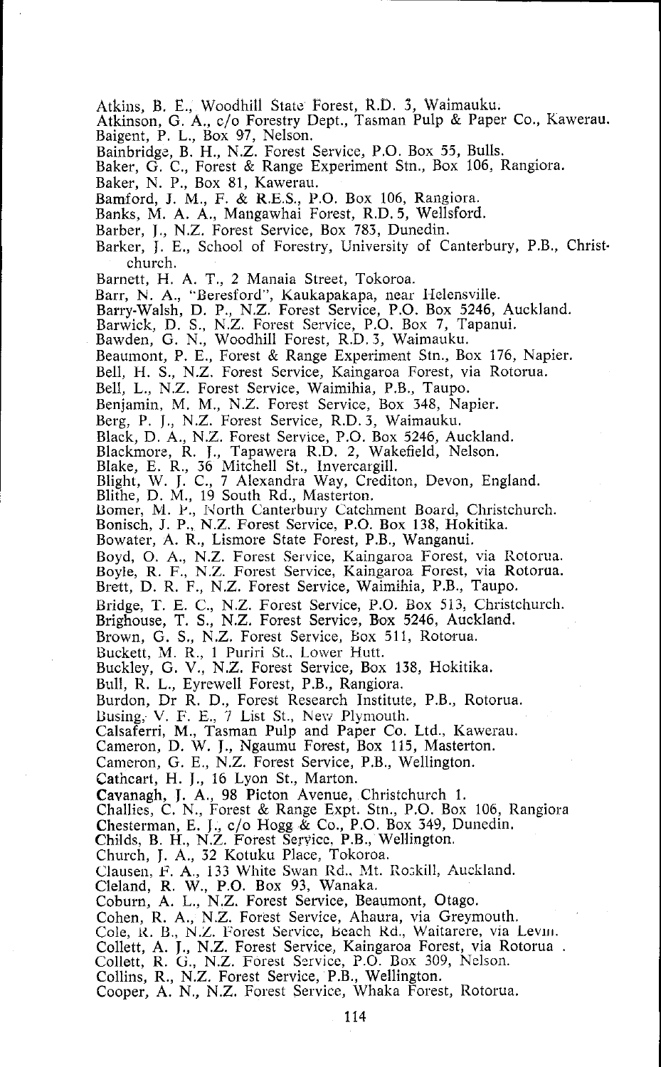Atkins, B. E., Woodhill State Forest, R.D. 3, Waimauku.

Atkinson, G. A., c/o Forestry Dept., Tasman Pulp & Paper Co., Kawerau.

Baigent, P. L., Box 97, Nelson.

Bainbridge, B. H., N.Z. Forest Service, P.O. Box 55, Bulls.

Baker, G. C., Forest & Range Experiment Stn., Box 106, Rangiora.

Baker, N. P., Box 81, Kawerau.

Bamford, J. M., F. & R.E.S., P.O. Box 106, Rangiora.

Banks, M. A. A., Mangawhai Forest, R.D. 5, Wellsford.

Barber, J., N.Z. Forest Service, Box 783, Dunedin.

Barker, J. E., School of Forestry, University of Canterbury, P.B., Christchurch.

Barnett, H. A. T., 2 Manaia Street, Tokoroa.

Barr, N. A., "Beresford", Kaukapakapa, near Helensville.

Barry-Walsh, D. P., N.Z. Forest Service, P.O. Box 5246, Auckland.

Barwick, D. S., N.Z. Forest Service, P.O. Box 7, Tapanui.

Bawden, G. N., Woodhill Forest, R.D. 3, Waimauku.

Beaumont, P. E., Forest & Range Experiment Stn., Box 176, Napier.

Bell, H. S., N.Z. Forest Service, Kaingaroa Forest, via Rotorua.

Bell, L., N.Z. Forest Service, Waimihia, P.B., Taupo.

Benjamin, M. M., N.Z. Forest Service, Box 348, Napier.

Berg, P. J., N.Z. Forest Service, R.D. 3, Waimauku.

Black, D. A., N.Z. Forest Service, P.O. Box 5246, Auckland.

Blackmore, R. J., Tapawera R.D. 2, Wakefield, Nelson.

Blake, E. R., 36 Mitchell St., Invercargill.

Blight, W. J. C., 7 Alexandra Way, Crediton, Devon, England.

Blithe, D. M., 19 South Rd., Masterton.

Bomer, M. P., North Canterbury Catchment Board, Christchurch.

Bonisch, J. P., N.Z. Forest Service, P.O. Box 138, Hokitika.

Bowater, A. R., Lismore State Forest, P.B., Wanganui.

Boyd, O. A., N.Z. Forest Service, Kaingaroa Forest, via Rotorua.

Boyle, R. F., N.Z. Forest Service, Kaingaroa Forest, via Rotorua.

Brett, D. R. F., N.Z. Forest Service, Waimihia, P.B., Taupo.

Bridge, T. E. C., N.Z. Forest Service, P.O. Box 513, Christchurch.

Brighouse, T. S., N.Z. Forest Service, Box 5246, Auckland.

Brown, G. S., N.Z. Forest Service, Box 511, Rotorua.

Buckett, M. R., 1 Puriri St., Lower Hutt.

Buckley, G. V., N.Z. Forest Service, Box 138, Hokitika.

Bull, R. L., Eyrewell Forest, P.B., Rangiora.

Burdon, Dr R. D., Forest Research Institute, P.B., Rotorua.

Busing, V. F. E., 7 List St., New Plymouth.

Calsaferri, M., Tasman Pulp and Paper Co. Ltd., Kawerau.

Cameron, D. W. J., Ngaumu Forest, Box 115, Masterton.

Cameron, G. E., N.Z. Forest Service, P.B., Wellington.

Cathcart, H. J., 16 Lyon St., Marton.

Cavanagh, J. A., 98 Picton Avenue, Christchurch 1.

Challies, C. N., Forest & Range Expt. Stn., P.O. Box 106, Rangiora

Chesterman, E. J., c/o Hogg & Co., P.O. Box 349, Dunedin.

Childs, B. H., N.Z. Forest Service, P.B., Wellington.

Church, J. A., 32 Kotuku Place, Tokoroa.

Clausen, F. A., 133 White Swan Rd., Mt. Roskill, Auckland.

Cleland, R. W., P.O. Box 93, Wanaka.

Coburn, A. L., N.Z. Forest Service, Beaumont, Otago.

Cohen, R. A., N.Z. Forest Service, Ahaura, via Greymouth.

Cole, R. B., N.Z. Forest Service, Beach Rd., Waitarere, via Levin.

Collett, A. J., N.Z. Forest Service, Kaingaroa Forest, via Rotorua .

Collett, R. G., N.Z. Forest Service, P.O. Box 309, Nelson.

Collins, R., N.Z. Forest Service, P.B., Wellington.

Cooper, A. N., N.Z. Forest Service, Whaka Forest, Rotorua.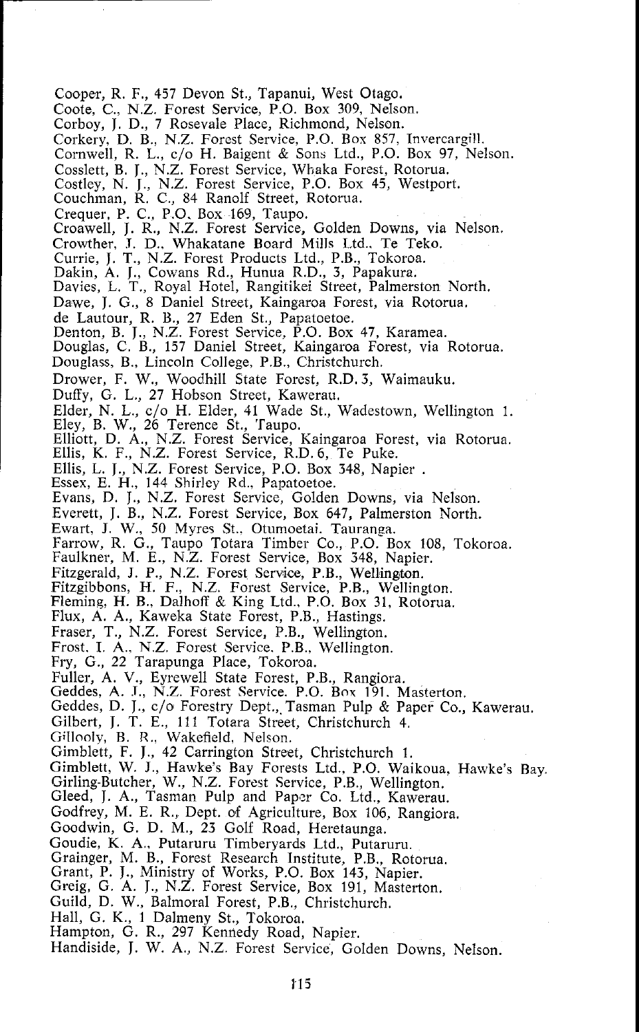Cooper, R. F., 457 Devon St., Tapanui, West Otago.
Coote, C., N.Z. Forest Service, P.O. Box 309, Nelson.
Corboy, J. D., 7 Rosevale Place, Richmond, Nelson.
Corkery, D. B., N.Z. Forest Service, P.O. Box 857, Invercargill.
Cornwell, R. L., c/o H. Baigent & Sons Ltd., P.O. Box 97, Nelson.
Cosslett, B. J., N.Z. Forest Service, Whaka Forest, Rotorua.
Costley, N. J., N.Z. Forest Service, P.O. Box 45, Westport.
Couchman, R. C., 84 Ranolf Street, Rotorua.
Crequer, P. C., P.O. Box 169, Taupo.
Croawell, J. R., N.Z. Forest Service, Golden Downs, via Nelson.
Crowther, J. D., Whakatane Board Mills Ltd., Te Teko.
Currie, J. T., N.Z. Forest Products Ltd., P.B., Tokoroa.
Dakin, A. J., Cowans Rd., Hunua R.D., 3, Papakura.
Davies, L. T., Royal Hotel, Rangitikei Street, Palmerston North.
Dawe, J. G., 8 Daniel Street, Kaingaroa Forest, via Rotorua.
de Lautour, R. B., 27 Eden St., Papatoetoe.
Denton, B. J., N.Z. Forest Service, P.O. Box 47, Karamea.
Douglas, C. B., 157 Daniel Street, Kaingaroa Forest, via Rotorua.
Douglass, B., Lincoln College, P.B., Christchurch.
Drower, F. W., Woodhill State Forest, R.D. 3, Waimauku.
Duffy, G. L., 27 Hobson Street, Kawerau.
Elder, N. L., c/o H. Elder, 41 Wade St., Wadestown, Wellington 1.
Eley, B. W., 26 Terence St., Taupo.
Elliott, D. A., N.Z. Forest Service, Kaingaroa Forest, via Rotorua.
Ellis, K. F., N.Z. Forest Service, R.D. 6, Te Puke.
Ellis, L. J., N.Z. Forest Service, P.O. Box 348, Napier .
Essex, E. H., 144 Shirley Rd., Papatoetoe.
Evans, D. J., N.Z. Forest Service, Golden Downs, via Nelson.
Everett, J. B., N.Z. Forest Service, Box 647, Palmerston North.
Ewart, J. W., 50 Myres St., Otumoetai, Tauranga.
Farrow, R. G., Taupo Totara Timber Co., P.O. Box 108, Tokoroa.
Faulkner, M. E., N.Z. Forest Service, Box 348, Napier.
Fitzgerald, J. P., N.Z. Forest Service, P.B., Wellington.
Fitzgibbons, H. F., N.Z. Forest Service, P.B., Wellington.
Fleming, H. B., Dalhoff & King Ltd., P.O. Box 31, Rotorua.
Flux, A. A., Kaweka State Forest, P.B., Hastings.
Fraser, T., N.Z. Forest Service, P.B., Wellington.
Frost, I. A., N.Z. Forest Service, P.B., Wellington.
Fry, G., 22 Tarapunga Place, Tokoroa.
Fuller, A. V., Eyrewell State Forest, P.B., Rangiora.
Geddes, A. J., N.Z. Forest Service, P.O. Box 191, Masterton.
Geddes, D. J., c/o Forestry Dept., Tasman Pulp & Paper Co., Kawerau.
Gilbert, J. T. E., 111 Totara Street, Christchurch 4.
Gillooly, B. R., Wakefield, Nelson.
Gimblett, F. J., 42 Carrington Street, Christchurch 1.
Gimblett, W. J., Hawke's Bay Forests Ltd., P.O. Waikoua, Hawke's Bay.
Girling-Butcher, W., N.Z. Forest Service, P.B., Wellington.
Gleed, J. A., Tasman Pulp and Paper Co. Ltd., Kawerau.
Godfrey, M. E. R., Dept. of Agriculture, Box 106, Rangiora.
Goodwin, G. D. M., 23 Golf Road, Heretaunga.
Goudie, K. A., Putaruru Timberyards Ltd., Putaruru.
Grainger, M. B., Forest Research Institute, P.B., Rotorua.
Grant, P. J., Ministry of Works, P.O. Box 143, Napier.
Greig, G. A. J., N.Z. Forest Service, Box 191, Masterton.
Guild, D. W., Balmoral Forest, P.B., Christchurch.
Hall, G. K., 1 Dalmeny St., Tokoroa.
Hampton, G. R., 297 Kennedy Road, Napier.
Handiside, J. W. A., N.Z. Forest Service, Golden Downs, Nelson.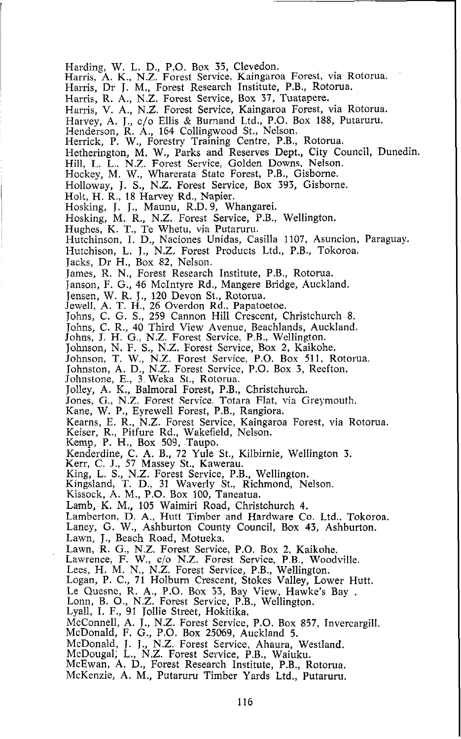Harding, W. L. D., P.O. Box 35, Clevedon.
Harris, A. K., N.Z. Forest Service, Kaingaroa Forest, via Rotorua.
Harris, Dr J. M., Forest Research Institute, P.B., Rotorua.
Harris, R. A., N.Z. Forest Service, Box 37, Tuatapere.
Harris, V. A., N.Z. Forest Service, Kaingaroa Forest, via Rotorua.
Harvey, A. J., c/o Ellis & Burnand Ltd., P.O. Box 188, Putaruru.
Henderson, R. A., 164 Collingwood St., Nelson.
Herrick, P. W., Forestry Training Centre, P.B., Rotorua.
Hetherington, M. W., Parks and Reserves Dept., City Council, Dunedin.
Hill, L. L., N.Z. Forest Service, Golden Downs, Nelson.
Hockey, M. W., Wharerata State Forest, P.B., Gisborne.
Holloway, J. S., N.Z. Forest Service, Box 393, Gisborne.
Holt, H. R., 18 Harvey Rd., Napier.
Hosking, J. J., Maunu, R.D. 9, Whangarei.
Hosking, M. R., N.Z. Forest Service, P.B., Wellington.
Hughes, K. T., Te Whetu, via Putaruru.
Hutchinson, I. D., Naciones Unidas, Casilla 1107, Asuncion, Paraguay.
Hutchison, L. J., N.Z. Forest Products Ltd., P.B., Tokoroa.
Jacks, Dr H., Box 82, Nelson.
James, R. N., Forest Research Institute, P.B., Rotorua.
Janson, F. G., 46 McIntyre Rd., Mangere Bridge, Auckland.
Jensen, W. R. J., 120 Devon St., Rotorua.
Jewell, A. T. H., 26 Overdon Rd., Papatoetoe.
Johns, C. G. S., 259 Cannon Hill Crescent, Christchurch 8.
Johns, C. R., 40 Third View Avenue, Beachlands, Auckland.
Johns, J. H. G., N.Z. Forest Service, P.B., Wellington.
Johnson, N. F. S., N.Z. Forest Service, Box 2, Kaikohe.
Johnson, T. W., N.Z. Forest Service, P.O. Box 511, Rotorua.
Johnston, A. D., N.Z. Forest Service, P.O. Box 3, Reefton.
Johnstone, E., 3 Weka St., Rotorua.
Jolley, A. K., Balmoral Forest, P.B., Christchurch.
Jones, G., N.Z. Forest Service, Totara Flat, via Greymouth.
Kane, W. P., Eyrewell Forest, P.B., Rangiora.
Kearns, E. R., N.Z. Forest Service, Kaingaroa Forest, via Rotorua.
Keiser, R., Pitfure Rd., Wakefield, Nelson.
Kemp, P. H., Box 509, Taupo.
Kenderdine, C. A. B., 72 Yule St., Kilbirnie, Wellington 3.
Kerr, C. J., 57 Massey St., Kawerau.
King, L. S., N.Z. Forest Service, P.B., Wellington.
Kingsland, T. D., 31 Waverly St., Richmond, Nelson.
Kissock, A. M., P.O. Box 100, Taneatua.
Lamb, K. M., 105 Waimiri Road, Christchurch 4.
Lamberton, D. A., Hutt Timber and Hardware Co. Ltd., Tokoroa.
Laney, G. W., Ashburton County Council, Box 43, Ashburton.
Lawn, J., Beach Road, Motueka.
Lawn, R. G., N.Z. Forest Service, P.O. Box 2, Kaikohe.
Lawrence, F. W., c/o N.Z. Forest Service, P.B., Woodville.
Lees, H. M. N., N.Z. Forest Service, P.B., Wellington.
Logan, P. C., 71 Holburn Crescent, Stokes Valley, Lower Hutt.
Le Quesne, R. A., P.O. Box 33, Bay View, Hawke's Bay .
Lonn, B. O., N.Z. Forest Service, P.B., Wellington.
Lyall, I. F., 91 Jollie Street, Hokitika.
McConnell, A. J., N.Z. Forest Service, P.O. Box 857, Invercargill.
McDonald, F. G., P.O. Box 25069, Auckland 5.
McDonald, J. J., N.Z. Forest Service, Ahaura, Westland.
McDougal, L., N.Z. Forest Service, P.B., Waiuku.
McEwan, A. D., Forest Research Institute, P.B., Rotorua.
McKenzie, A. M., Putaruru Timber Yards Ltd., Putaruru.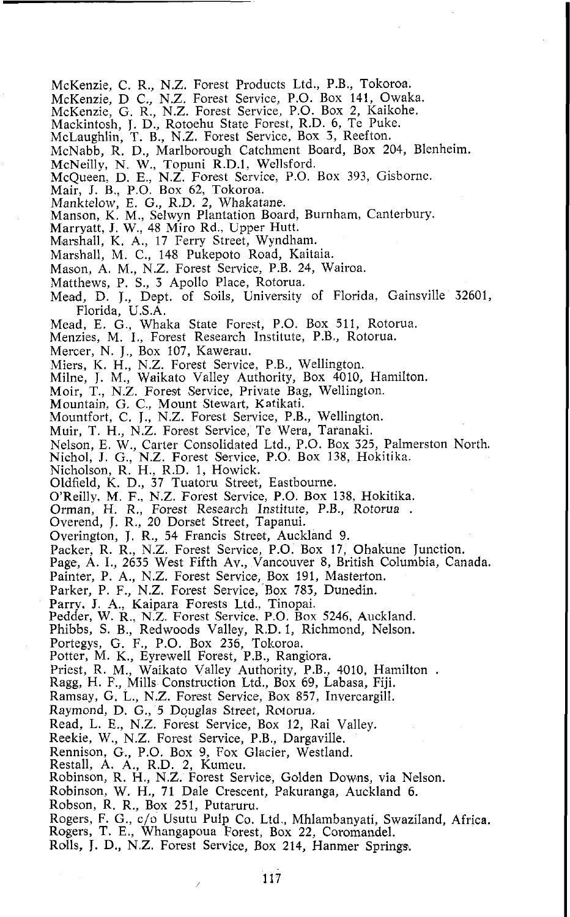McKenzie, C. R., N.Z. Forest Products Ltd., P.B., Tokoroa.
McKenzie, D C., N.Z. Forest Service, P.O. Box 141, Owaka.
McKenzie, G. R., N.Z. Forest Service, P.O. Box 2, Kaikohe.
Mackintosh, J. D., Rotoehu State Forest, R.D. 6, Te Puke.
McLaughlin, T. B., N.Z. Forest Service, Box 3, Reefton.
McNabb, R. D., Marlborough Catchment Board, Box 204, Blenheim.
McNeilly, N. W., Topuni R.D.1, Wellsford.
McQueen, D. E., N.Z. Forest Service, P.O. Box 393, Gisborne.
Mair, J. B., P.O. Box 62, Tokoroa.
Manktelow, E. G., R.D. 2, Whakatane.
Manson, K. M., Selwyn Plantation Board, Burnham, Canterbury.
Marryatt, J. W., 48 Miro Rd., Upper Hutt.
Marshall, K. A., 17 Ferry Street, Wyndham.
Marshall, M. C., 148 Pukepoto Road, Kaitaia.
Mason, A. M., N.Z. Forest Service, P.B. 24, Wairoa.
Matthews, P. S., 3 Apollo Place, Rotorua.
Mead, D. J., Dept. of Soils, University of Florida, Gainsville 32601, Florida, U.S.A.
Mead, E. G., Whaka State Forest, P.O. Box 511, Rotorua.
Menzies, M. I., Forest Research Institute, P.B., Rotorua.
Mercer, N. J., Box 107, Kawerau.
Miers, K. H., N.Z. Forest Service, P.B., Wellington.
Milne, J. M., Waikato Valley Authority, Box 4010, Hamilton.
Moir, T., N.Z. Forest Service, Private Bag, Wellington.
Mountain, G. C., Mount Stewart, Katikati.
Mountfort, C. J., N.Z. Forest Service, P.B., Wellington.
Muir, T. H., N.Z. Forest Service, Te Wera, Taranaki.
Nelson, E. W., Carter Consolidated Ltd., P.O. Box 325, Palmerston North.
Nichol, J. G., N.Z. Forest Service, P.O. Box 138, Hokitika.
Nicholson, R. H., R.D. 1, Howick.
Oldfield, K. D., 37 Tuatoru Street, Eastbourne.
O'Reilly, M. F., N.Z. Forest Service, P.O. Box 138, Hokitika.
Orman, H. R., Forest Research Institute, P.B., Rotorua .
Overend, J. R., 20 Dorset Street, Tapanui.
Overington, J. R., 54 Francis Street, Auckland 9.
Packer, R. R., N.Z. Forest Service, P.O. Box 17, Ohakune Junction.
Page, A. I., 2635 West Fifth Av., Vancouver 8, British Columbia, Canada.
Painter, P. A., N.Z. Forest Service, Box 191, Masterton.
Parker, P. F., N.Z. Forest Service, Box 783, Dunedin.
Parry, J. A., Kaipara Forests Ltd., Tinopai.
Pedder, W. R., N.Z. Forest Service, P.O. Box 5246, Auckland.
Phibbs, S. B., Redwoods Valley, R.D. 1, Richmond, Nelson.
Portegys, G. F., P.O. Box 236, Tokoroa.
Potter, M. K., Eyrewell Forest, P.B., Rangiora.
Priest, R. M., Waikato Valley Authority, P.B., 4010, Hamilton .
Ragg, H. F., Mills Construction Ltd., Box 69, Labasa, Fiji.
Ramsay, G. L., N.Z. Forest Service, Box 857, Invercargill.
Raymond, D. G., 5 Douglas Street, Rotorua.
Read, L. E., N.Z. Forest Service, Box 12, Rai Valley.
Reekie, W., N.Z. Forest Service, P.B., Dargaville.
Rennison, G., P.O. Box 9, Fox Glacier, Westland.
Restall, A. A., R.D. 2, Kumeu.
Robinson, R. H., N.Z. Forest Service, Golden Downs, via Nelson.
Robinson, W. H., 71 Dale Crescent, Pakuranga, Auckland 6.
Robson, R. R., Box 251, Putaruru.
Rogers, F. G., c/o Usutu Pulp Co. Ltd., Mhlambanyati, Swaziland, Africa.
Rogers, T. E., Whangapoua Forest, Box 22, Coromandel.
Rolls, J. D., N.Z. Forest Service, Box 214, Hanmer Springs.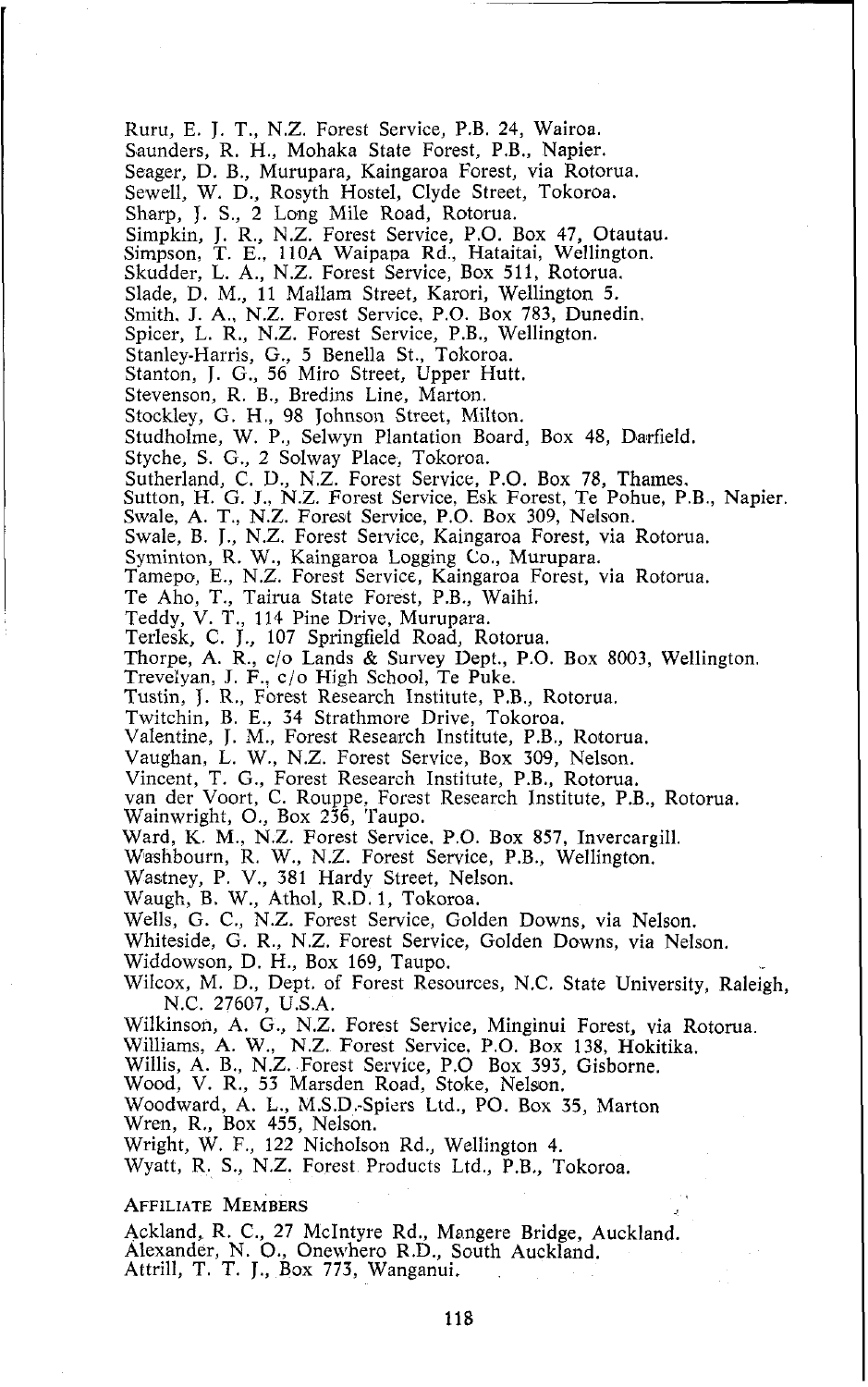Ruru, E. J. T., N.Z. Forest Service, P.B. 24, Wairoa.
Saunders, R. H., Mohaka State Forest, P.B., Napier.
Seager, D. B., Murupara, Kaingaroa Forest, via Rotorua.
Sewell, W. D., Rosyth Hostel, Clyde Street, Tokoroa.
Sharp, J. S., 2 Long Mile Road, Rotorua.
Simpkin, J. R., N.Z. Forest Service, P.O. Box 47, Otautau.
Simpson, T. E., 110A Waipapa Rd., Hataitai, Wellington.
Skudder, L. A., N.Z. Forest Service, Box 511, Rotorua.
Slade, D. M., 11 Mallam Street, Karori, Wellington 5.
Smith, J. A., N.Z. Forest Service, P.O. Box 783, Dunedin.
Spicer, L. R., N.Z. Forest Service, P.B., Wellington.
Stanley-Harris, G., 5 Benella St., Tokoroa.
Stanton, J. G., 56 Miro Street, Upper Hutt.
Stevenson, R. B., Bredins Line, Marton.
Stockley, G. H., 98 Johnson Street, Milton.
Studholme, W. P., Selwyn Plantation Board, Box 48, Darfield.
Styche, S. G., 2 Solway Place, Tokoroa.
Sutherland, C. D., N.Z. Forest Service, P.O. Box 78, Thames.
Sutton, H. G. J., N.Z. Forest Service, Esk Forest, Te Pohue, P.B., Napier.
Swale, A. T., N.Z. Forest Service, P.O. Box 309, Nelson.
Swale, B. J., N.Z. Forest Service, Kaingaroa Forest, via Rotorua.
Syminton, R. W., Kaingaroa Logging Co., Murupara.
Tamepo, E., N.Z. Forest Service, Kaingaroa Forest, via Rotorua.
Te Aho, T., Tairua State Forest, P.B., Waihi.
Teddy, V. T., 114 Pine Drive, Murupara.
Terlesk, C. J., 107 Springfield Road, Rotorua.
Thorpe, A. R., c/o Lands & Survey Dept., P.O. Box 8003, Wellington.
Trevelyan, J. F., c/o High School, Te Puke.
Tustin, J. R., Forest Research Institute, P.B., Rotorua.
Twitchin, B. E., 34 Strathmore Drive, Tokoroa.
Valentine, J. M., Forest Research Institute, P.B., Rotorua.
Vaughan, L. W., N.Z. Forest Service, Box 309, Nelson.
Vincent, T. G., Forest Research Institute, P.B., Rotorua.
van der Voort, C. Rouppe, Forest Research Institute, P.B., Rotorua.
Wainwright, O., Box 236, Taupo.
Ward, K. M., N.Z. Forest Service, P.O. Box 857, Invercargill.
Washbourn, R. W., N.Z. Forest Service, P.B., Wellington.
Wastney, P. V., 381 Hardy Street, Nelson.
Waugh, B. W., Athol, R.D. 1, Tokoroa.
Wells, G. C., N.Z. Forest Service, Golden Downs, via Nelson.
Whiteside, G. R., N.Z. Forest Service, Golden Downs, via Nelson.
Widdowson, D. H., Box 169, Taupo.
Wilcox, M. D., Dept. of Forest Resources, N.C. State University, Raleigh, N.C. 27607, U.S.A.
Wilkinson, A. G., N.Z. Forest Service, Minginui Forest, via Rotorua.
Williams, A. W., N.Z. Forest Service, P.O. Box 138, Hokitika.
Willis, A. B., N.Z. Forest Service, P.O Box 393, Gisborne.
Wood, V. R., 53 Marsden Road, Stoke, Nelson.
Woodward, A. L., M.S.D.-Spiers Ltd., PO. Box 35, Marton
Wren, R., Box 455, Nelson.
Wright, W. F., 122 Nicholson Rd., Wellington 4.
Wyatt, R. S., N.Z. Forest Products Ltd., P.B., Tokoroa.

## Affiliate Members

Ackland, R. C., 27 McIntyre Rd., Mangere Bridge, Auckland.
Alexander, N. O., Onewhero R.D., South Auckland.
Attrill, T. T. J., Box 773, Wanganui.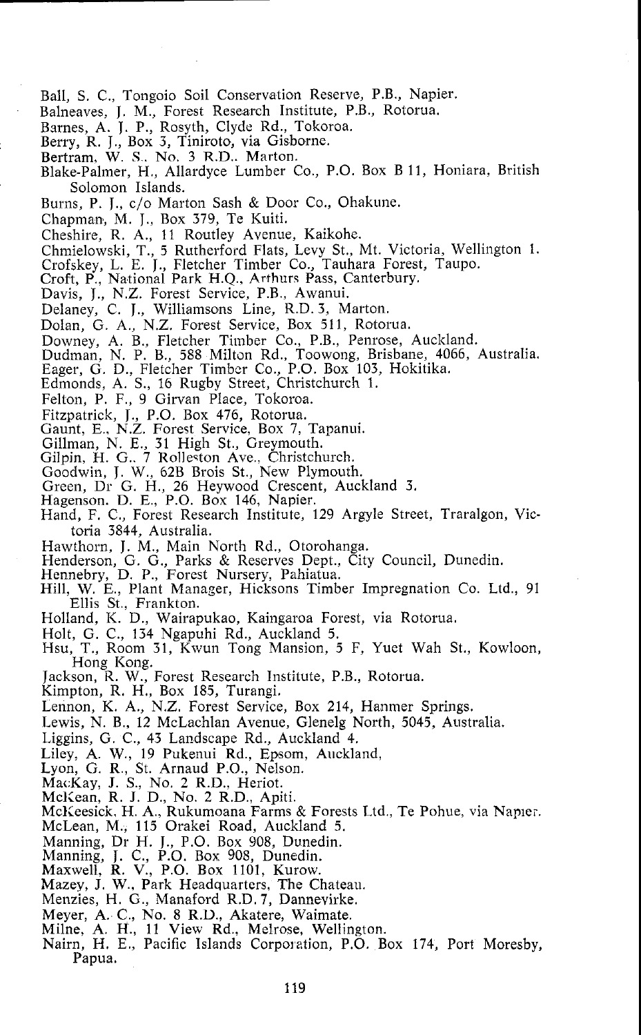Ball, S. C., Tongoio Soil Conservation Reserve, P.B., Napier.
Balneaves, J. M., Forest Research Institute, P.B., Rotorua.
Barnes, A. J. P., Rosyth, Clyde Rd., Tokoroa.
Berry, R. J., Box 3, Tiniroto, via Gisborne.
Bertram, W. S., No. 3 R.D., Marton.
Blake-Palmer, H., Allardyce Lumber Co., P.O. Box B 11, Honiara, British Solomon Islands.
Burns, P. J., c/o Marton Sash & Door Co., Ohakune.
Chapman, M. J., Box 379, Te Kuiti.
Cheshire, R. A., 11 Routley Avenue, Kaikohe.
Chmielowski, T., 5 Rutherford Flats, Levy St., Mt. Victoria, Wellington 1.
Crofskey, L. E. J., Fletcher Timber Co., Tauhara Forest, Taupo.
Croft, P., National Park H.Q., Arthurs Pass, Canterbury.
Davis, J., N.Z. Forest Service, P.B., Awanui.
Delaney, C. J., Williamsons Line, R.D. 3, Marton.
Dolan, G. A., N.Z. Forest Service, Box 511, Rotorua.
Downey, A. B., Fletcher Timber Co., P.B., Penrose, Auckland.
Dudman, N. P. B., 588 Milton Rd., Toowong, Brisbane, 4066, Australia.
Eager, G. D., Fletcher Timber Co., P.O. Box 103, Hokitika.
Edmonds, A. S., 16 Rugby Street, Christchurch 1.
Felton, P. F., 9 Girvan Place, Tokoroa.
Fitzpatrick, J., P.O. Box 476, Rotorua.
Gaunt, E., N.Z. Forest Service, Box 7, Tapanui.
Gillman, N. E., 31 High St., Greymouth.
Gilpin, H. G., 7 Rolleston Ave., Christchurch.
Goodwin, J. W., 62B Brois St., New Plymouth.
Green, Dr G. H., 26 Heywood Crescent, Auckland 3.
Hagenson, D. E., P.O. Box 146, Napier.
Hand, F. C., Forest Research Institute, 129 Argyle Street, Traralgon, Victoria 3844, Australia.
Hawthorn, J. M., Main North Rd., Otorohanga.
Henderson, G. G., Parks & Reserves Dept., City Council, Dunedin.
Hennebry, D. P., Forest Nursery, Pahiatua.
Hill, W. E., Plant Manager, Hicksons Timber Impregnation Co. Ltd., 91 Ellis St., Frankton.
Holland, K. D., Wairapukao, Kaingaroa Forest, via Rotorua.
Holt, G. C., 134 Ngapuhi Rd., Auckland 5.
Hsu, T., Room 31, Kwun Tong Mansion, 5 F, Yuet Wah St., Kowloon, Hong Kong.
Jackson, R. W., Forest Research Institute, P.B., Rotorua.
Kimpton, R. H., Box 185, Turangi.
Lennon, K. A., N.Z. Forest Service, Box 214, Hanmer Springs.
Lewis, N. B., 12 McLachlan Avenue, Glenelg North, 5045, Australia.
Liggins, G. C., 43 Landscape Rd., Auckland 4.
Liley, A. W., 19 Pukenui Rd., Epsom, Auckland,
Lyon, G. R., St. Arnaud P.O., Nelson.
MacKay, J. S., No. 2 R.D., Heriot.
McKean, R. J. D., No. 2 R.D., Apiti.
McKeesick, H. A., Rukumoana Farms & Forests Ltd., Te Pohue, via Napier.
McLean, M., 115 Orakei Road, Auckland 5.
Manning, Dr H. J., P.O. Box 908, Dunedin.
Manning, J. C., P.O. Box 908, Dunedin.
Maxwell, R. V., P.O. Box 1101, Kurow.
Mazey, J. W., Park Headquarters, The Chateau.
Menzies, H. G., Manaford R.D. 7, Dannevirke.
Meyer, A. C., No. 8 R.D., Akatere, Waimate.
Milne, A. H., 11 View Rd., Melrose, Wellington.
Nairn, H. E., Pacific Islands Corporation, P.O. Box 174, Port Moresby, Papua.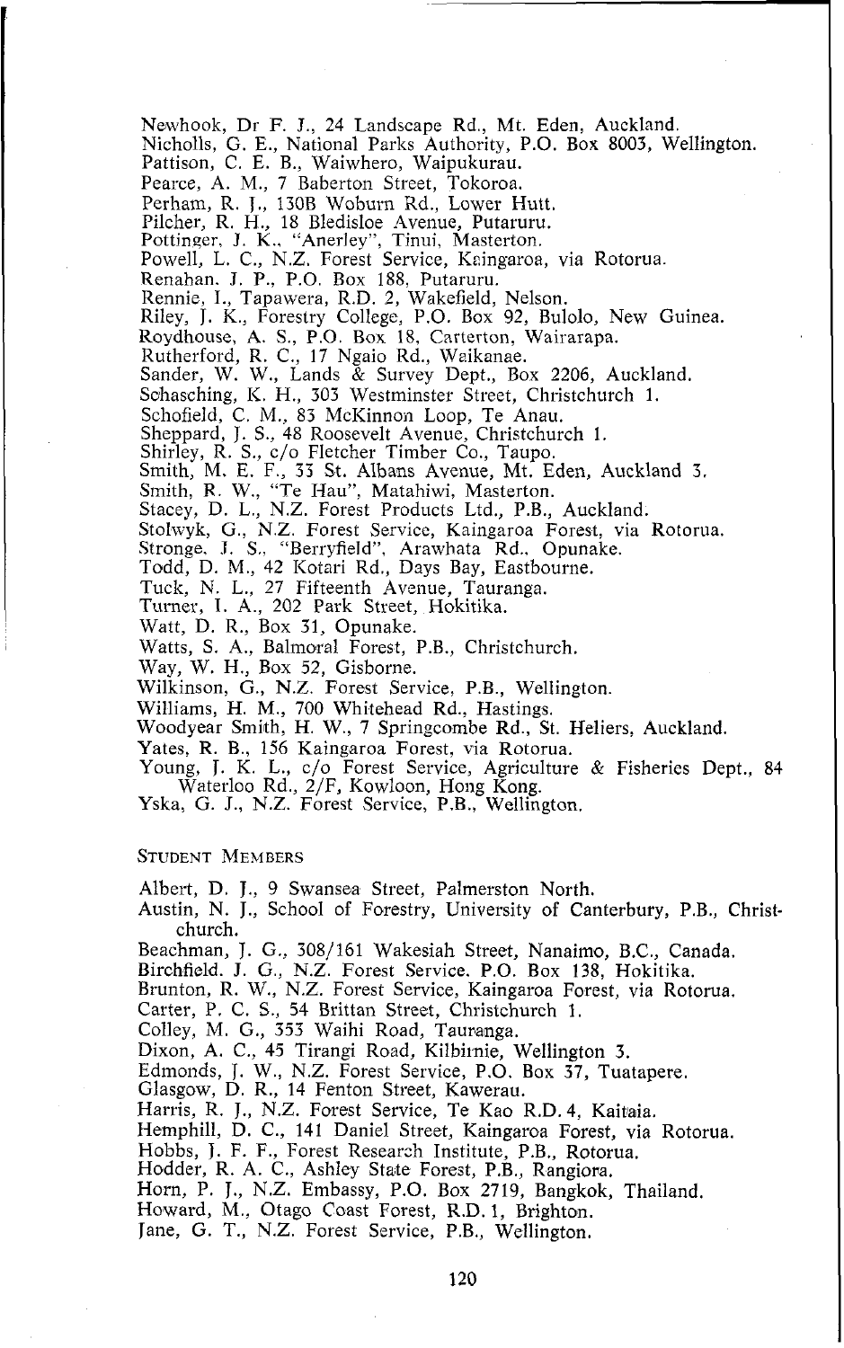Newhook, Dr F. J., 24 Landscape Rd., Mt. Eden, Auckland.
Nicholls, G. E., National Parks Authority, P.O. Box 8003, Wellington.
Pattison, C. E. B., Waiwhero, Waipukurau.
Pearce, A. M., 7 Baberton Street, Tokoroa.
Perham, R. J., 130B Woburn Rd., Lower Hutt.
Pilcher, R. H., 18 Bledisloe Avenue, Putaruru.
Pottinger, J. K., "Anerley", Tinui, Masterton.
Powell, L. C., N.Z. Forest Service, Kaingaroa, via Rotorua.
Renahan, J. P., P.O. Box 188, Putaruru.
Rennie, I., Tapawera, R.D. 2, Wakefield, Nelson.
Riley, J. K., Forestry College, P.O. Box 92, Bulolo, New Guinea.
Roydhouse, A. S., P.O. Box 18, Carterton, Wairarapa.
Rutherford, R. C., 17 Ngaio Rd., Waikanae.
Sander, W. W., Lands & Survey Dept., Box 2206, Auckland.
Schasching, K. H., 303 Westminster Street, Christchurch 1.
Schofield, C. M., 83 McKinnon Loop, Te Anau.
Sheppard, J. S., 48 Roosevelt Avenue, Christchurch 1.
Shirley, R. S., c/o Fletcher Timber Co., Taupo.
Smith, M. E. F., 33 St. Albans Avenue, Mt. Eden, Auckland 3.
Smith, R. W., "Te Hau", Matahiwi, Masterton.
Stacey, D. L., N.Z. Forest Products Ltd., P.B., Auckland.
Stolwyk, G., N.Z. Forest Service, Kaingaroa Forest, via Rotorua.
Stronge, J. S., "Berryfield", Arawhata Rd., Opunake.
Todd, D. M., 42 Kotari Rd., Days Bay, Eastbourne.
Tuck, N. L., 27 Fifteenth Avenue, Tauranga.
Turner, I. A., 202 Park Street, Hokitika.
Watt, D. R., Box 31, Opunake.
Watts, S. A., Balmoral Forest, P.B., Christchurch.
Way, W. H., Box 52, Gisborne.
Wilkinson, G., N.Z. Forest Service, P.B., Wellington.
Williams, H. M., 700 Whitehead Rd., Hastings.
Woodyear Smith, H. W., 7 Springcombe Rd., St. Heliers, Auckland.
Yates, R. B., 156 Kaingaroa Forest, via Rotorua.
Young, J. K. L., c/o Forest Service, Agriculture & Fisheries Dept., 84 Waterloo Rd., 2/F, Kowloon, Hong Kong.
Yska, G. J., N.Z. Forest Service, P.B., Wellington.

## Student Members

Albert, D. J., 9 Swansea Street, Palmerston North.
Austin, N. J., School of Forestry, University of Canterbury, P.B., Christchurch.
Beachman, J. G., 308/161 Wakesiah Street, Nanaimo, B.C., Canada.
Birchfield, J. G., N.Z. Forest Service, P.O. Box 138, Hokitika.
Brunton, R. W., N.Z. Forest Service, Kaingaroa Forest, via Rotorua.
Carter, P. C. S., 54 Brittan Street, Christchurch 1.
Colley, M. G., 353 Waihi Road, Tauranga.
Dixon, A. C., 45 Tirangi Road, Kilbirnie, Wellington 3.
Edmonds, J. W., N.Z. Forest Service, P.O. Box 37, Tuatapere.
Glasgow, D. R., 14 Fenton Street, Kawerau.
Harris, R. J., N.Z. Forest Service, Te Kao R.D. 4, Kaitaia.
Hemphill, D. C., 141 Daniel Street, Kaingaroa Forest, via Rotorua.
Hobbs, J. F. F., Forest Research Institute, P.B., Rotorua.
Hodder, R. A. C., Ashley State Forest, P.B., Rangiora.
Horn, P. J., N.Z. Embassy, P.O. Box 2719, Bangkok, Thailand.
Howard, M., Otago Coast Forest, R.D. 1, Brighton.
Jane, G. T., N.Z. Forest Service, P.B., Wellington.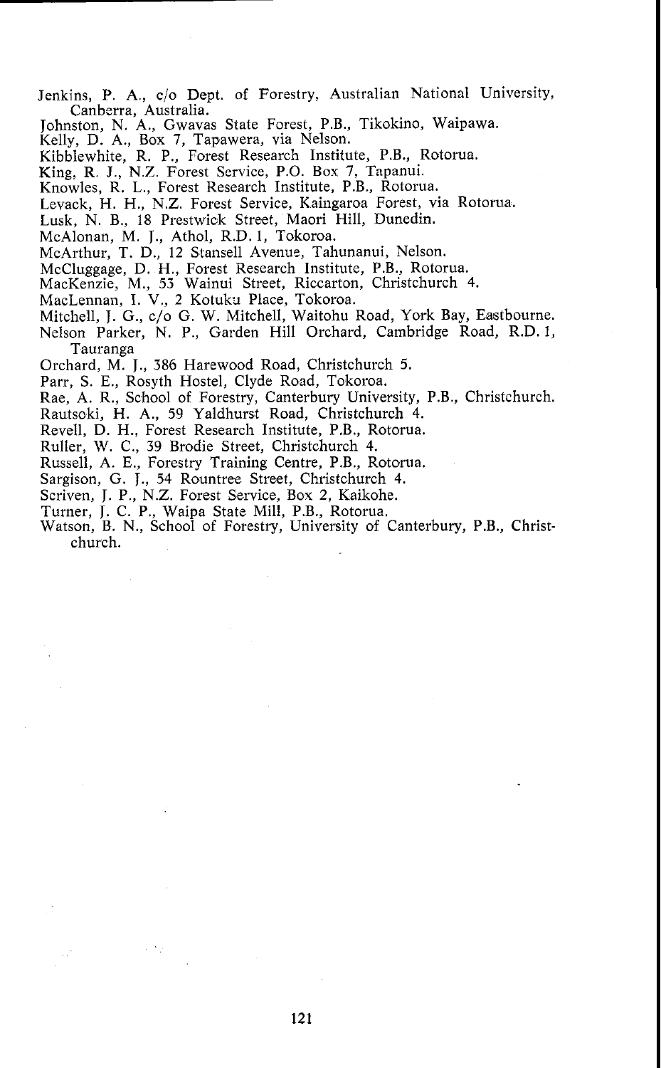Jenkins, P. A., c/o Dept. of Forestry, Australian National University, Canberra, Australia.
Johnston, N. A., Gwavas State Forest, P.B., Tikokino, Waipawa.
Kelly, D. A., Box 7, Tapawera, via Nelson.
Kibblewhite, R. P., Forest Research Institute, P.B., Rotorua.
King, R. J., N.Z. Forest Service, P.O. Box 7, Tapanui.
Knowles, R. L., Forest Research Institute, P.B., Rotorua.
Levack, H. H., N.Z. Forest Service, Kaingaroa Forest, via Rotorua.
Lusk, N. B., 18 Prestwick Street, Maori Hill, Dunedin.
McAlonan, M. J., Athol, R.D. 1, Tokoroa.
McArthur, T. D., 12 Stansell Avenue, Tahunanui, Nelson.
McCluggage, D. H., Forest Research Institute, P.B., Rotorua.
MacKenzie, M., 53 Wainui Street, Riccarton, Christchurch 4.
MacLennan, I. V., 2 Kotuku Place, Tokoroa.
Mitchell, J. G., c/o G. W. Mitchell, Waitohu Road, York Bay, Eastbourne.
Nelson Parker, N. P., Garden Hill Orchard, Cambridge Road, R.D. 1, Tauranga
Orchard, M. J., 386 Harewood Road, Christchurch 5.
Parr, S. E., Rosyth Hostel, Clyde Road, Tokoroa.
Rae, A. R., School of Forestry, Canterbury University, P.B., Christchurch.
Rautsoki, H. A., 59 Yaldhurst Road, Christchurch 4.
Revell, D. H., Forest Research Institute, P.B., Rotorua.
Ruller, W. C., 39 Brodie Street, Christchurch 4.
Russell, A. E., Forestry Training Centre, P.B., Rotorua.
Sargison, G. J., 54 Rountree Street, Christchurch 4.
Scriven, J. P., N.Z. Forest Service, Box 2, Kaikohe.
Turner, J. C. P., Waipa State Mill, P.B., Rotorua.
Watson, B. N., School of Forestry, University of Canterbury, P.B., Christchurch.